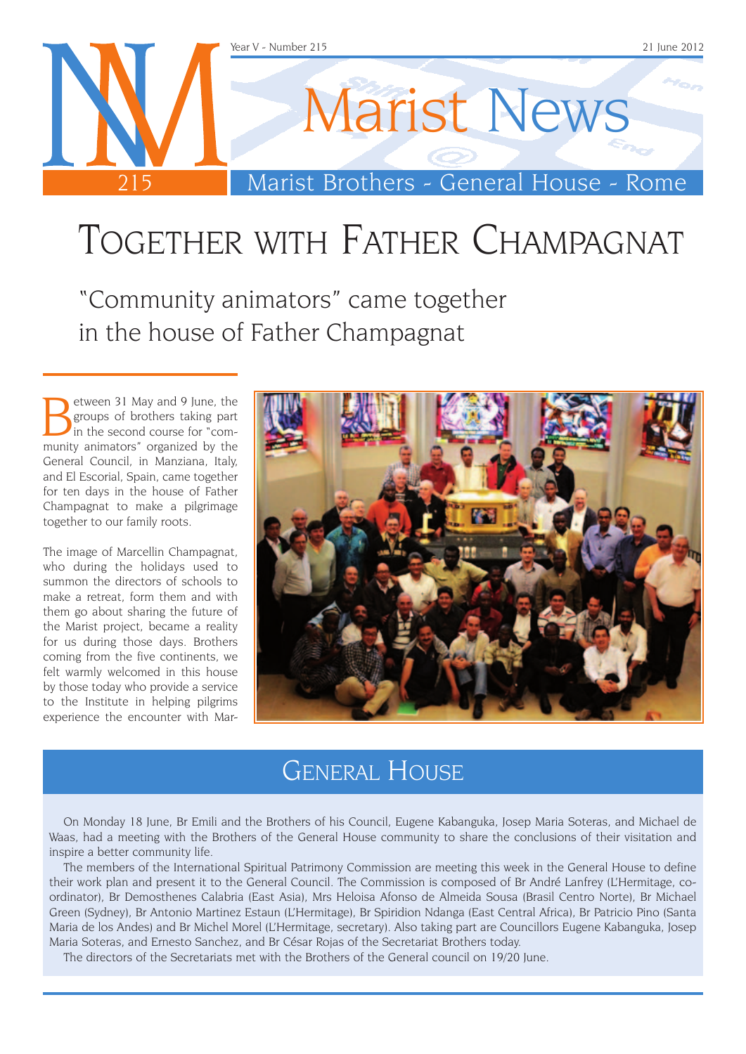Year V - Number 215 — 21 June 2012

# Marist News

Marist Brothers - General House - Rome

# Together with Father Champagnat

## "Community animators" came together in the house of Father Champagnat

Between 31 May and 9 June, the groups of brothers taking part in the second course for "community animators" organized by the General Council, in Manziana, Italy, and El Escorial, Spain, came together for ten days in the house of Father Champagnat to make a pilgrimage together to our family roots.

The image of Marcellin Champagnat, who during the holidays used to summon the directors of schools to make a retreat, form them and with them go about sharing the future of the Marist project, became a reality for us during those days. Brothers coming from the five continents, we felt warmly welcomed in this house by those today who provide a service to the Institute in helping pilgrims experience the encounter with Mar-

## General House

On Monday 18 June, Br Emili and the Brothers of his Council, Eugene Kabanguka, Josep Maria Soteras, and Michael de Waas, had a meeting with the Brothers of the General House community to share the conclusions of their visitation and inspire a better community life.

The members of the International Spiritual Patrimony Commission are meeting this week in the General House to define their work plan and present it to the General Council. The Commission is composed of Br André Lanfrey (L'Hermitage, co-ordinator), Br Demosthenes Calabria (East Asia), Mrs Heloisa Afonso de Almeida Sousa (Brasil Centro Norte), Br Michael Green (Sydney), Br Antonio Martinez Estaun (L'Hermitage), Br Spiridion Ndanga (East Central Africa), Br Patricio Pino (Santa Maria de los Andes) and Br Michel Morel (L'Hermitage, secretary). Also taking part are Councillors Eugene Kabanguka, Josep Maria Soteras, and Ernesto Sanchez, and Br César Rojas of the Secretariat Brothers today.

The directors of the Secretariats met with the Brothers of the General council on 19/20 June.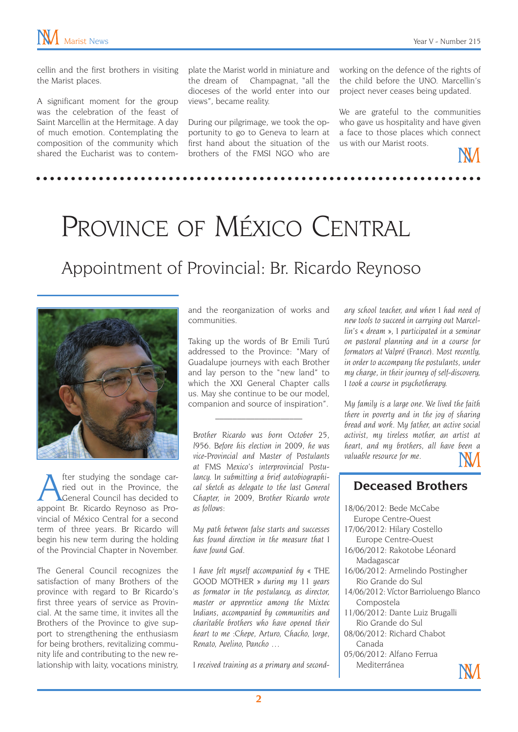cellin and the first brothers in visiting the Marist places.

A significant moment for the group was the celebration of the feast of Saint Marcellin at the Hermitage. A day of much emotion. Contemplating the composition of the community which shared the Eucharist was to contemplate the Marist world in miniature and the dream of Champagnat, "all the dioceses of the world enter into our views", became reality.

During our pilgrimage, we took the opportunity to go to Geneva to learn at first hand about the situation of the brothers of the FMSI NGO who are working on the defence of the rights of the child before the UNO. Marcellin's project never ceases being updated.

We are grateful to the communities who gave us hospitality and have given a face to those places which connect us with our Marist roots.

# Province of México Central

## Appointment of Provincial: Br. Ricardo Reynoso

After studying the sondage carried out in the Province, the General Council has decided to appoint Br. Ricardo Reynoso as Provincial of México Central for a second term of three years. Br Ricardo will begin his new term during the holding of the Provincial Chapter in November.

The General Council recognizes the satisfaction of many Brothers of the province with regard to Br Ricardo's first three years of service as Provincial. At the same time, it invites all the Brothers of the Province to give support to strengthening the enthusiasm for being brothers, revitalizing community life and contributing to the new relationship with laity, vocations ministry, and the reorganization of works and communities.

Taking up the words of Br Emili Turú addressed to the Province: "Mary of Guadalupe journeys with each Brother and lay person to the "new land" to which the XXI General Chapter calls us. May she continue to be our model, companion and source of inspiration".

---

*Brother Ricardo was born October 25, 1956. Before his election in 2009, he was vice-Provincial and Master of Postulants at FMS Mexico's interprovincial Postulancy. In submitting a brief autobiographical sketch as delegate to the last General Chapter, in 2009, Brother Ricardo wrote as follows:*

*My path between false starts and successes has found direction in the measure that I have found God.*

*I have felt myself accompanied by « THE GOOD MOTHER » during my 11 years as formator in the postulancy, as director, master or apprentice among the Mixtec Indians, accompanied by communities and charitable brothers who have opened their heart to me :Chepe, Arturo, Chacho, Jorge, Renato, Avelino, Pancho …*

*I received training as a primary and secondary school teacher, and when I had need of new tools to succeed in carrying out Marcellin's « dream », I participated in a seminar on pastoral planning and in a course for formators at Valpré (France). Most recently, in order to accompany the postulants, under my charge, in their journey of self-discovery, I took a course in psychotherapy.*

*My family is a large one. We lived the faith there in poverty and in the joy of sharing bread and work. My father, an active social activist, my tireless mother, an artist at heart, and my brothers, all have been a valuable resource for me.*

## Deceased Brothers

18/06/2012: Bede McCabe
Europe Centre-Ouest
17/06/2012: Hilary Costello
Europe Centre-Ouest
16/06/2012: Rakotobe Léonard
Madagascar
16/06/2012: Armelindo Postingher
Rio Grande do Sul
14/06/2012: Víctor Barrioluengo Blanco
Compostela
11/06/2012: Dante Luiz Brugalli
Rio Grande do Sul
08/06/2012: Richard Chabot
Canada
05/06/2012: Alfano Ferrua
Mediterránea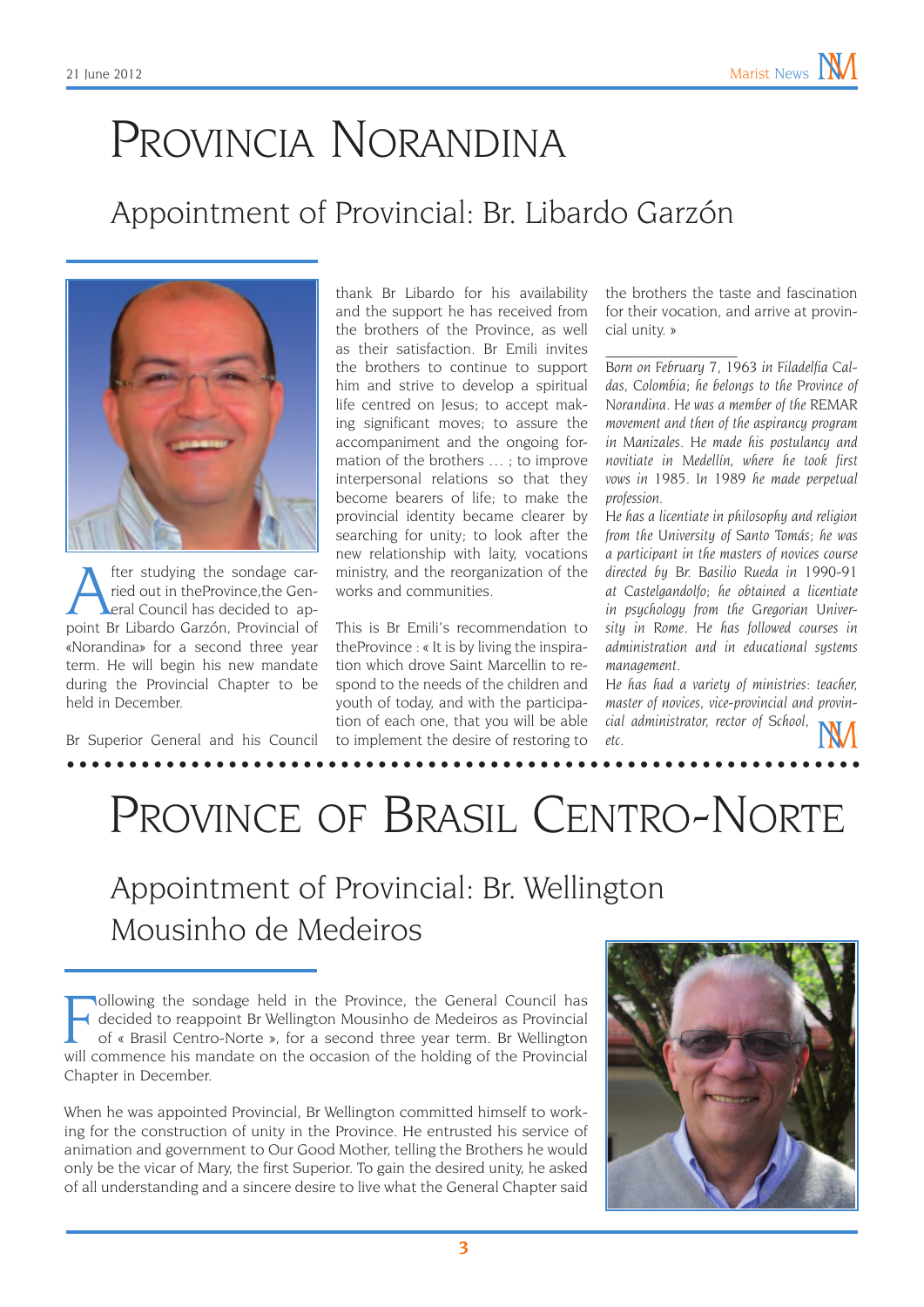# Provincia Norandina

## Appointment of Provincial: Br. Libardo Garzón

After studying the sondage carried out in theProvince,the General Council has decided to appoint Br Libardo Garzón, Provincial of «Norandina» for a second three year term. He will begin his new mandate during the Provincial Chapter to be held in December.

Br Superior General and his Council thank Br Libardo for his availability and the support he has received from the brothers of the Province, as well as their satisfaction. Br Emili invites the brothers to continue to support him and strive to develop a spiritual life centred on Jesus; to accept making significant moves; to assure the accompaniment and the ongoing formation of the brothers … ; to improve interpersonal relations so that they become bearers of life; to make the provincial identity became clearer by searching for unity; to look after the new relationship with laity, vocations ministry, and the reorganization of the works and communities.

This is Br Emili's recommendation to theProvince : « It is by living the inspiration which drove Saint Marcellin to respond to the needs of the children and youth of today, and with the participation of each one, that you will be able to implement the desire of restoring to the brothers the taste and fascination for their vocation, and arrive at provincial unity. »

*Born on February 7, 1963 in Filadelfia Caldas, Colombia; he belongs to the Province of Norandina. He was a member of the* REMAR *movement and then of the aspirancy program in Manizales. He made his postulancy and novitiate in Medellín, where he took first vows in* 1985. *In* 1989 *he made perpetual profession.*

*He has a licentiate in philosophy and religion from the University of Santo Tomás; he was a participant in the masters of novices course directed by* Br. Basilio Rueda *in* 1990-91 *at Castelgandolfo; he obtained a licentiate in psychology from the Gregorian University in Rome. He has followed courses in administration and in educational systems management.*

*He has had a variety of ministries: teacher, master of novices, vice-provincial and provincial administrator, rector of School, etc.*

# Province of Brasil Centro-Norte

## Appointment of Provincial: Br. Wellington Mousinho de Medeiros

Following the sondage held in the Province, the General Council has decided to reappoint Br Wellington Mousinho de Medeiros as Provincial of « Brasil Centro-Norte », for a second three year term. Br Wellington will commence his mandate on the occasion of the holding of the Provincial Chapter in December.

When he was appointed Provincial, Br Wellington committed himself to working for the construction of unity in the Province. He entrusted his service of animation and government to Our Good Mother, telling the Brothers he would only be the vicar of Mary, the first Superior. To gain the desired unity, he asked of all understanding and a sincere desire to live what the General Chapter said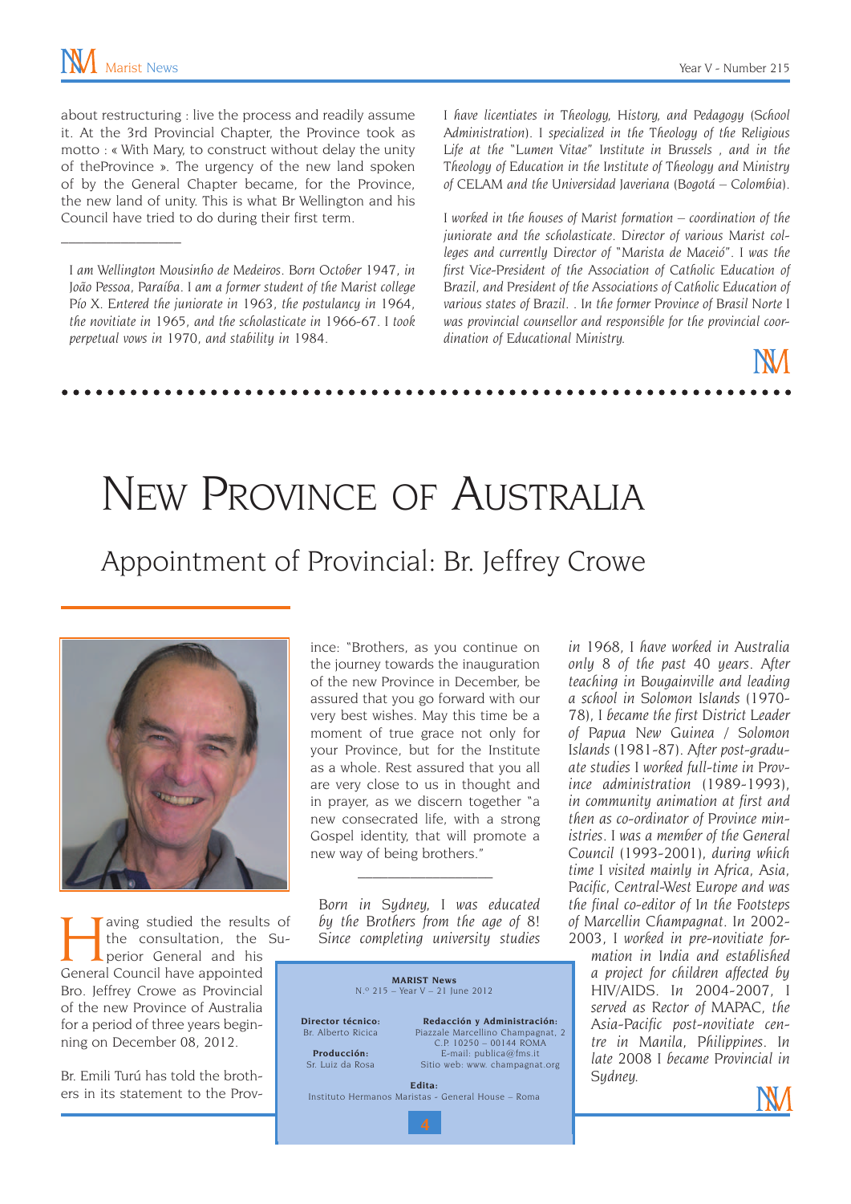about restructuring : live the process and readily assume it. At the 3rd Provincial Chapter, the Province took as motto : « With Mary, to construct without delay the unity of theProvince ». The urgency of the new land spoken of by the General Chapter became, for the Province, the new land of unity. This is what Br Wellington and his Council have tried to do during their first term.

---

*I am Wellington Mousinho de Medeiros. Born October 1947, in João Pessoa, Paraíba. I am a former student of the Marist college Pío X. Entered the juniorate in 1963, the postulancy in 1964, the novitiate in 1965, and the scholasticate in 1966-67. I took perpetual vows in 1970, and stability in 1984.*

*I have licentiates in Theology, History, and Pedagogy (School Administration). I specialized in the Theology of the Religious Life at the "Lumen Vitae" Institute in Brussels , and in the Theology of Education in the Institute of Theology and Ministry of CELAM and the Universidad Javeriana (Bogotá – Colombia).*

*I worked in the houses of Marist formation – coordination of the juniorate and the scholasticate. Director of various Marist colleges and currently Director of "Marista de Maceió". I was the first Vice-President of the Association of Catholic Education of Brazil, and President of the Associations of Catholic Education of various states of Brazil. . In the former Province of Brasil Norte I was provincial counsellor and responsible for the provincial coordination of Educational Ministry.*

# New Province of Australia

## Appointment of Provincial: Br. Jeffrey Crowe

Having studied the results of the consultation, the Superior General and his General Council have appointed Bro. Jeffrey Crowe as Provincial of the new Province of Australia for a period of three years beginning on December 08, 2012.

Br. Emili Turú has told the brothers in its statement to the Province: "Brothers, as you continue on the journey towards the inauguration of the new Province in December, be assured that you go forward with our very best wishes. May this time be a moment of true grace not only for your Province, but for the Institute as a whole. Rest assured that you all are very close to us in thought and in prayer, as we discern together "a new consecrated life, with a strong Gospel identity, that will promote a new way of being brothers."

---

*Born in Sydney, I was educated by the Brothers from the age of 8! Since completing university studies in 1968, I have worked in Australia only 8 of the past 40 years. After teaching in Bougainville and leading a school in Solomon Islands (1970-78), I became the first District Leader of Papua New Guinea / Solomon Islands (1981-87). After post-graduate studies I worked full-time in Province administration (1989-1993), in community animation at first and then as co-ordinator of Province ministries. I was a member of the General Council (1993-2001), during which time I visited mainly in Africa, Asia, Pacific, Central-West Europe and was the final co-editor of In the Footsteps of Marcellin Champagnat. In 2002-2003, I worked in pre-novitiate formation in India and established a project for children affected by HIV/AIDS. In 2004-2007, I served as Rector of MAPAC, the Asia-Pacific post-novitiate centre in Manila, Philippines. In late 2008 I became Provincial in Sydney.*

---

**MARIST News**
N.º 215 – Year V – 21 June 2012

**Director técnico:**
Br. Alberto Ricica

**Producción:**
Sr. Luiz da Rosa

**Redacción y Administración:**
Piazzale Marcellino Champagnat, 2
C.P. 10250 – 00144 ROMA
E-mail: publica@fms.it
Sitio web: www. champagnat.org

**Edita:**
Instituto Hermanos Maristas - General House – Roma